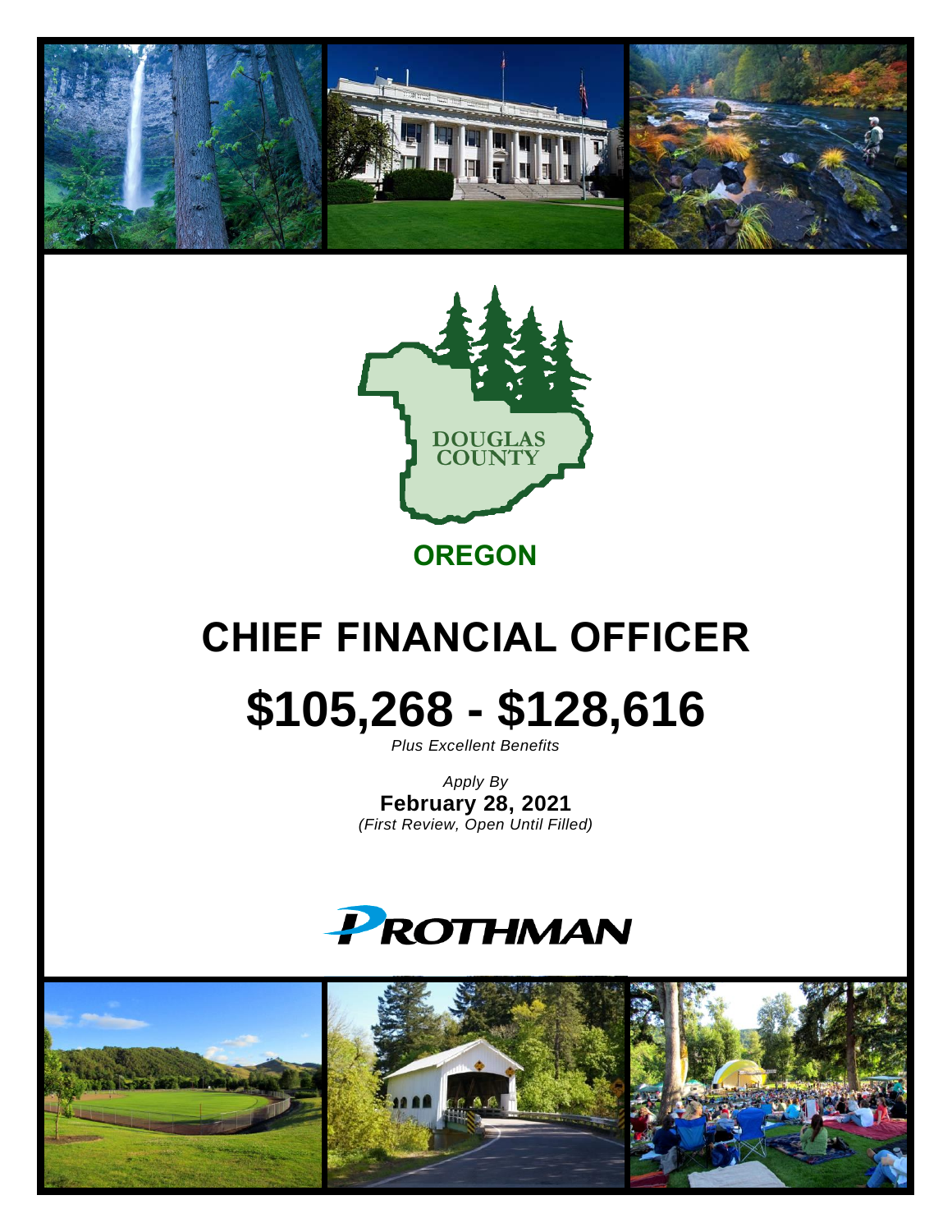DOUGLAS COUNTY

**OREGON**

# CHIEF FINANCIAL OFFICER

# $105,268 - $128,616

*Plus Excellent Benefits*

*Apply By*

**February 28, 2021**

*(First Review, Open Until Filled)*

PROTHMAN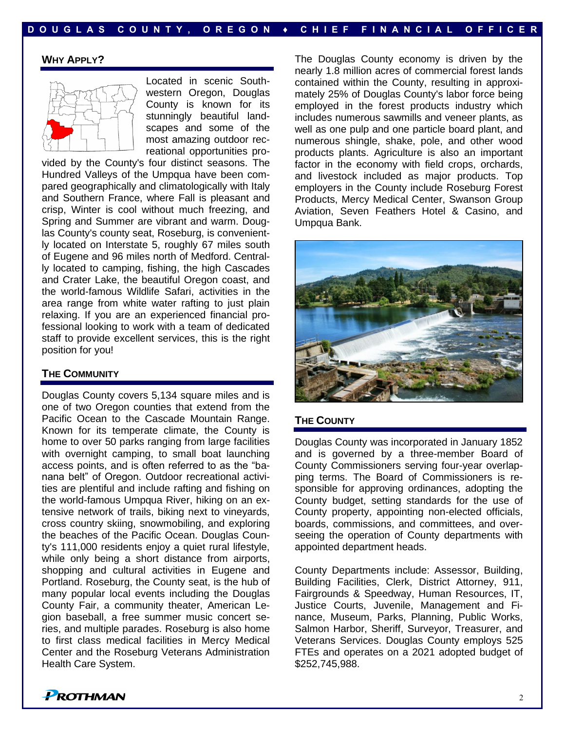## Why Apply?

Located in scenic Southwestern Oregon, Douglas County is known for its stunningly beautiful landscapes and some of the most amazing outdoor recreational opportunities provided by the County's four distinct seasons. The Hundred Valleys of the Umpqua have been compared geographically and climatologically with Italy and Southern France, where Fall is pleasant and crisp, Winter is cool without much freezing, and Spring and Summer are vibrant and warm. Douglas County's county seat, Roseburg, is conveniently located on Interstate 5, roughly 67 miles south of Eugene and 96 miles north of Medford. Centrally located to camping, fishing, the high Cascades and Crater Lake, the beautiful Oregon coast, and the world-famous Wildlife Safari, activities in the area range from white water rafting to just plain relaxing. If you are an experienced financial professional looking to work with a team of dedicated staff to provide excellent services, this is the right position for you!

## The Community

Douglas County covers 5,134 square miles and is one of two Oregon counties that extend from the Pacific Ocean to the Cascade Mountain Range. Known for its temperate climate, the County is home to over 50 parks ranging from large facilities with overnight camping, to small boat launching access points, and is often referred to as the "banana belt" of Oregon. Outdoor recreational activities are plentiful and include rafting and fishing on the world-famous Umpqua River, hiking on an extensive network of trails, biking next to vineyards, cross country skiing, snowmobiling, and exploring the beaches of the Pacific Ocean. Douglas County's 111,000 residents enjoy a quiet rural lifestyle, while only being a short distance from airports, shopping and cultural activities in Eugene and Portland. Roseburg, the County seat, is the hub of many popular local events including the Douglas County Fair, a community theater, American Legion baseball, a free summer music concert series, and multiple parades. Roseburg is also home to first class medical facilities in Mercy Medical Center and the Roseburg Veterans Administration Health Care System.

The Douglas County economy is driven by the nearly 1.8 million acres of commercial forest lands contained within the County, resulting in approximately 25% of Douglas County's labor force being employed in the forest products industry which includes numerous sawmills and veneer plants, as well as one pulp and one particle board plant, and numerous shingle, shake, pole, and other wood products plants. Agriculture is also an important factor in the economy with field crops, orchards, and livestock included as major products. Top employers in the County include Roseburg Forest Products, Mercy Medical Center, Swanson Group Aviation, Seven Feathers Hotel & Casino, and Umpqua Bank.

## The County

Douglas County was incorporated in January 1852 and is governed by a three-member Board of County Commissioners serving four-year overlapping terms. The Board of Commissioners is responsible for approving ordinances, adopting the County budget, setting standards for the use of County property, appointing non-elected officials, boards, commissions, and committees, and overseeing the operation of County departments with appointed department heads.

County Departments include: Assessor, Building, Building Facilities, Clerk, District Attorney, 911, Fairgrounds & Speedway, Human Resources, IT, Justice Courts, Juvenile, Management and Finance, Museum, Parks, Planning, Public Works, Salmon Harbor, Sheriff, Surveyor, Treasurer, and Veterans Services. Douglas County employs 525 FTEs and operates on a 2021 adopted budget of $252,745,988.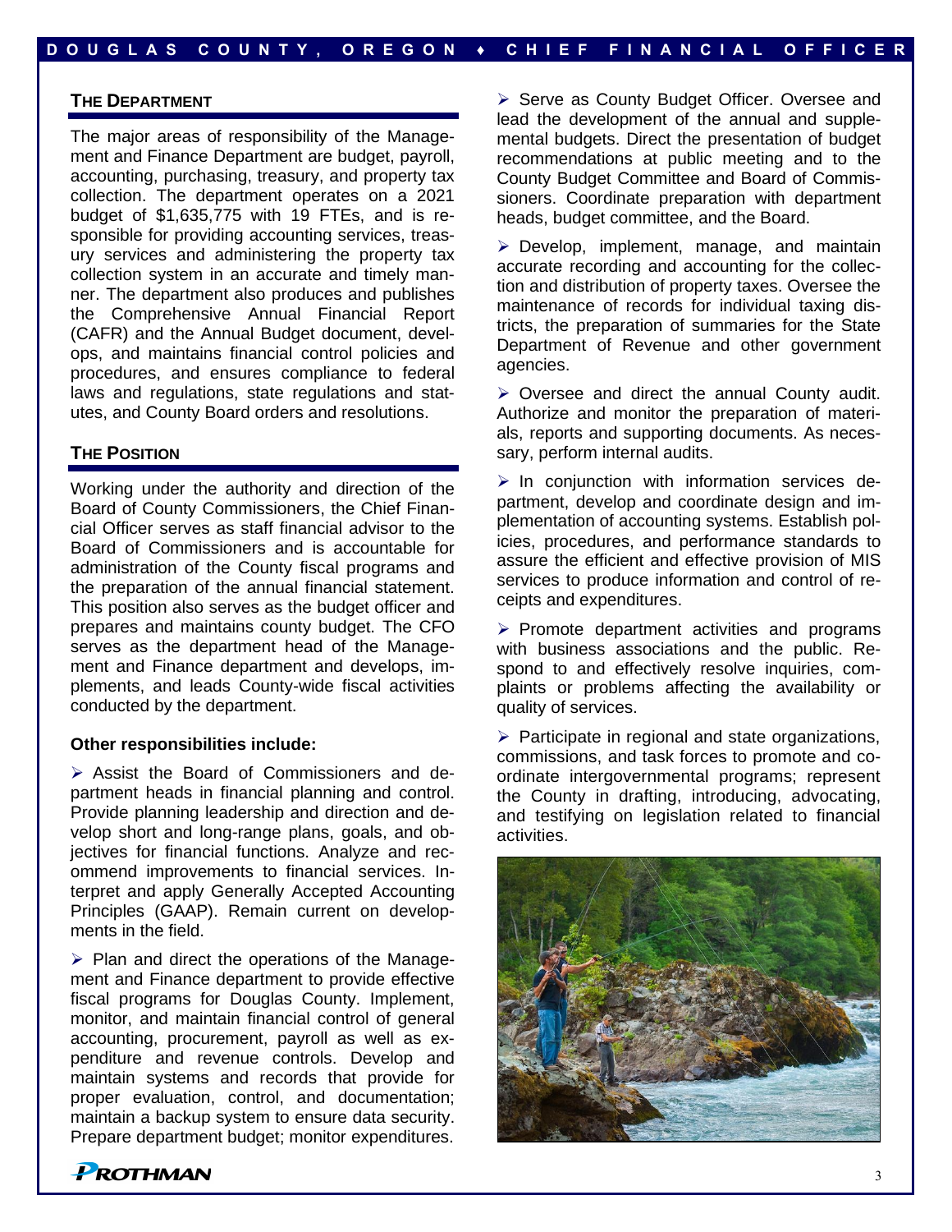## THE DEPARTMENT

The major areas of responsibility of the Management and Finance Department are budget, payroll, accounting, purchasing, treasury, and property tax collection. The department operates on a 2021 budget of $1,635,775 with 19 FTEs, and is responsible for providing accounting services, treasury services and administering the property tax collection system in an accurate and timely manner. The department also produces and publishes the Comprehensive Annual Financial Report (CAFR) and the Annual Budget document, develops, and maintains financial control policies and procedures, and ensures compliance to federal laws and regulations, state regulations and statutes, and County Board orders and resolutions.

## THE POSITION

Working under the authority and direction of the Board of County Commissioners, the Chief Financial Officer serves as staff financial advisor to the Board of Commissioners and is accountable for administration of the County fiscal programs and the preparation of the annual financial statement. This position also serves as the budget officer and prepares and maintains county budget. The CFO serves as the department head of the Management and Finance department and develops, implements, and leads County-wide fiscal activities conducted by the department.

**Other responsibilities include:**

- Assist the Board of Commissioners and department heads in financial planning and control. Provide planning leadership and direction and develop short and long-range plans, goals, and objectives for financial functions. Analyze and recommend improvements to financial services. Interpret and apply Generally Accepted Accounting Principles (GAAP). Remain current on developments in the field.
- Plan and direct the operations of the Management and Finance department to provide effective fiscal programs for Douglas County. Implement, monitor, and maintain financial control of general accounting, procurement, payroll as well as expenditure and revenue controls. Develop and maintain systems and records that provide for proper evaluation, control, and documentation; maintain a backup system to ensure data security. Prepare department budget; monitor expenditures.
- Serve as County Budget Officer. Oversee and lead the development of the annual and supplemental budgets. Direct the presentation of budget recommendations at public meeting and to the County Budget Committee and Board of Commissioners. Coordinate preparation with department heads, budget committee, and the Board.
- Develop, implement, manage, and maintain accurate recording and accounting for the collection and distribution of property taxes. Oversee the maintenance of records for individual taxing districts, the preparation of summaries for the State Department of Revenue and other government agencies.
- Oversee and direct the annual County audit. Authorize and monitor the preparation of materials, reports and supporting documents. As necessary, perform internal audits.
- In conjunction with information services department, develop and coordinate design and implementation of accounting systems. Establish policies, procedures, and performance standards to assure the efficient and effective provision of MIS services to produce information and control of receipts and expenditures.
- Promote department activities and programs with business associations and the public. Respond to and effectively resolve inquiries, complaints or problems affecting the availability or quality of services.
- Participate in regional and state organizations, commissions, and task forces to promote and coordinate intergovernmental programs; represent the County in drafting, introducing, advocating, and testifying on legislation related to financial activities.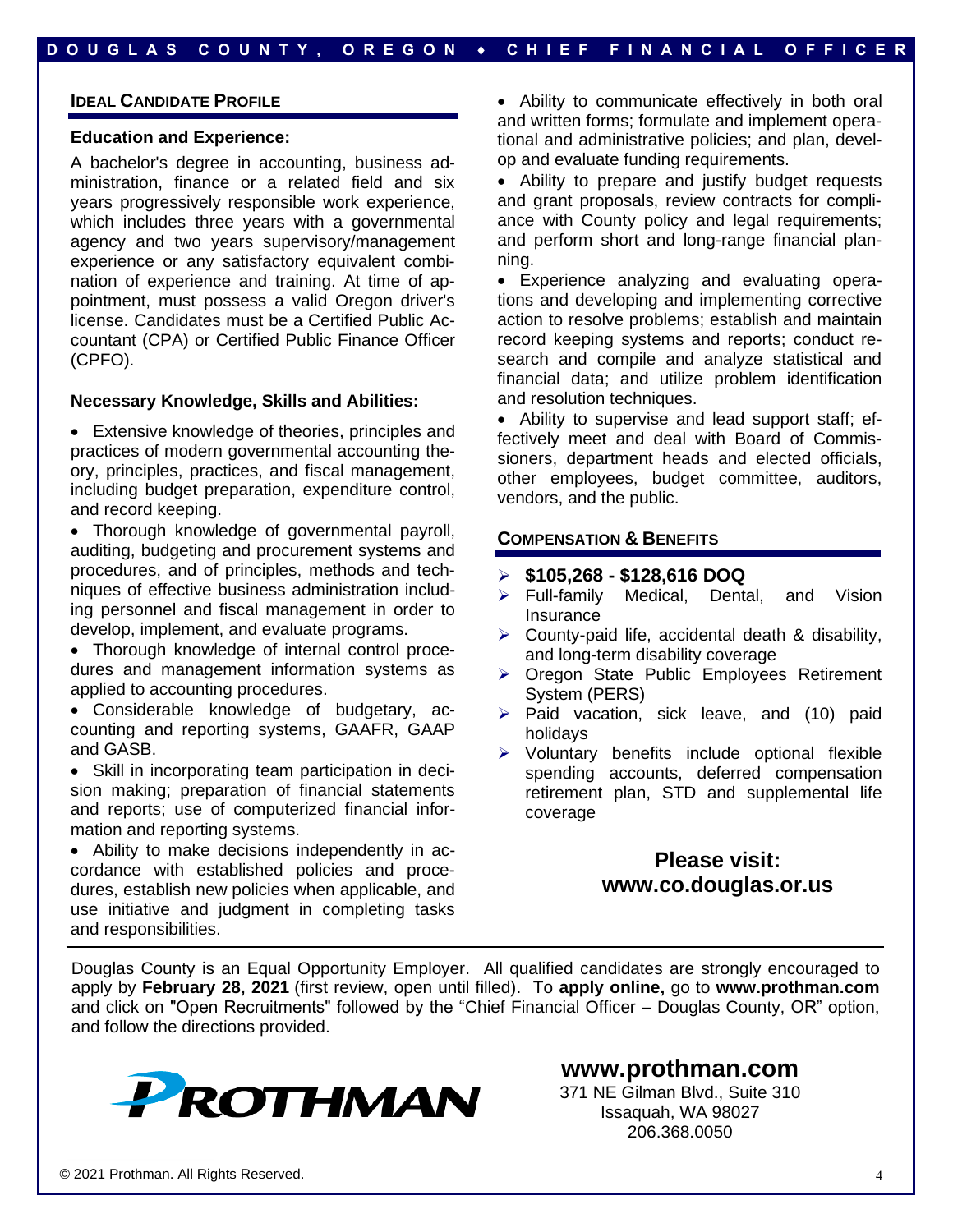## IDEAL CANDIDATE PROFILE

**Education and Experience:**

A bachelor's degree in accounting, business administration, finance or a related field and six years progressively responsible work experience, which includes three years with a governmental agency and two years supervisory/management experience or any satisfactory equivalent combination of experience and training. At time of appointment, must possess a valid Oregon driver's license. Candidates must be a Certified Public Accountant (CPA) or Certified Public Finance Officer (CPFO).

**Necessary Knowledge, Skills and Abilities:**

- Extensive knowledge of theories, principles and practices of modern governmental accounting theory, principles, practices, and fiscal management, including budget preparation, expenditure control, and record keeping.
- Thorough knowledge of governmental payroll, auditing, budgeting and procurement systems and procedures, and of principles, methods and techniques of effective business administration including personnel and fiscal management in order to develop, implement, and evaluate programs.
- Thorough knowledge of internal control procedures and management information systems as applied to accounting procedures.
- Considerable knowledge of budgetary, accounting and reporting systems, GAAFR, GAAP and GASB.
- Skill in incorporating team participation in decision making; preparation of financial statements and reports; use of computerized financial information and reporting systems.
- Ability to make decisions independently in accordance with established policies and procedures, establish new policies when applicable, and use initiative and judgment in completing tasks and responsibilities.
- Ability to communicate effectively in both oral and written forms; formulate and implement operational and administrative policies; and plan, develop and evaluate funding requirements.
- Ability to prepare and justify budget requests and grant proposals, review contracts for compliance with County policy and legal requirements; and perform short and long-range financial planning.
- Experience analyzing and evaluating operations and developing and implementing corrective action to resolve problems; establish and maintain record keeping systems and reports; conduct research and compile and analyze statistical and financial data; and utilize problem identification and resolution techniques.
- Ability to supervise and lead support staff; effectively meet and deal with Board of Commissioners, department heads and elected officials, other employees, budget committee, auditors, vendors, and the public.

## COMPENSATION & BENEFITS

- **$105,268 - $128,616 DOQ**
- Full-family Medical, Dental, and Vision Insurance
- County-paid life, accidental death & disability, and long-term disability coverage
- Oregon State Public Employees Retirement System (PERS)
- Paid vacation, sick leave, and (10) paid holidays
- Voluntary benefits include optional flexible spending accounts, deferred compensation retirement plan, STD and supplemental life coverage

**Please visit:**
**www.co.douglas.or.us**

Douglas County is an Equal Opportunity Employer. All qualified candidates are strongly encouraged to apply by **February 28, 2021** (first review, open until filled). To **apply online,** go to **www.prothman.com** and click on "Open Recruitments" followed by the "Chief Financial Officer – Douglas County, OR" option, and follow the directions provided.

PROTHMAN

**www.prothman.com**
371 NE Gilman Blvd., Suite 310
Issaquah, WA 98027
206.368.0050

© 2021 Prothman. All Rights Reserved.